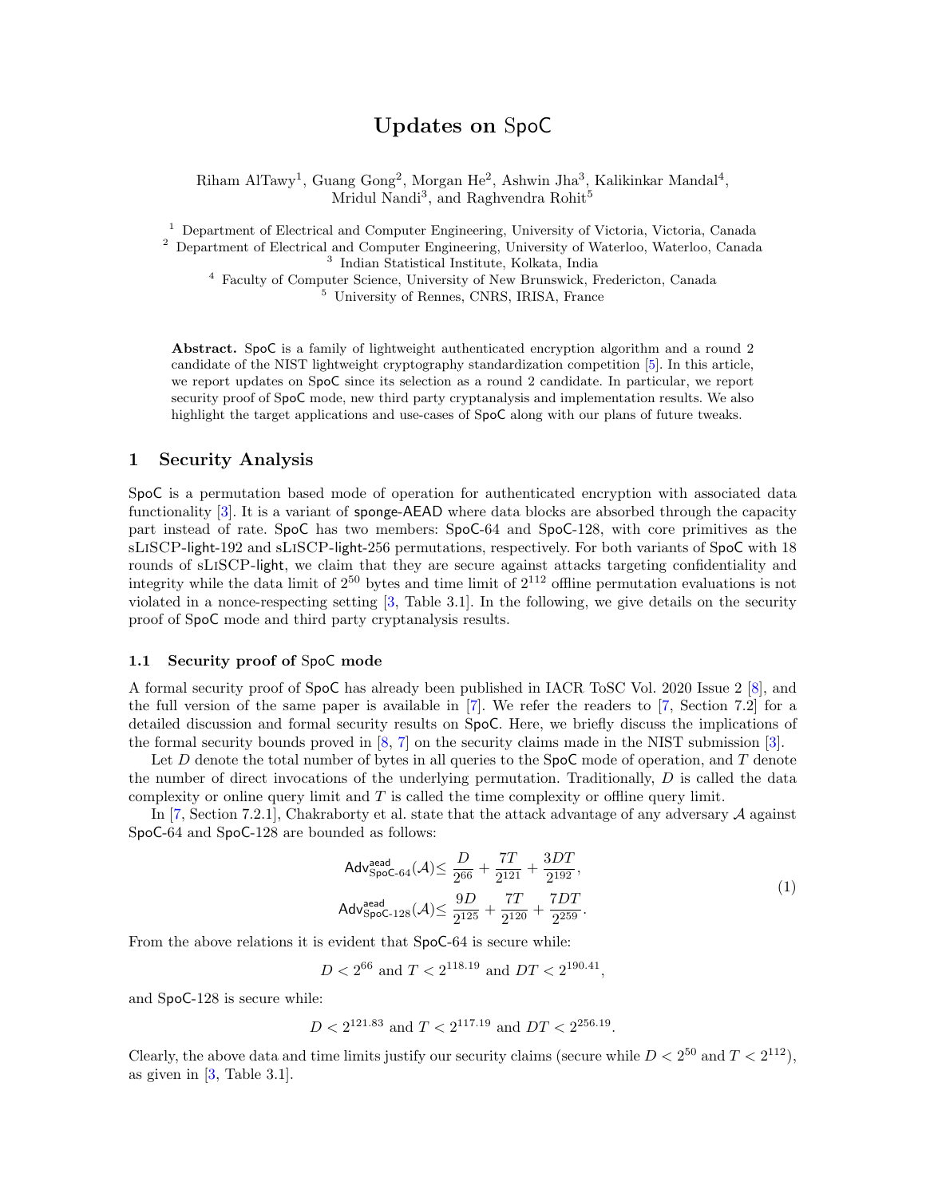# Updates on SpoC

Riham AlTawy[1], Guang Gong[2], Morgan He[2], Ashwin Jha[3], Kalikinkar Mandal[4], Mridul Nandi[3], and Raghvendra Rohit[5]

[1] Department of Electrical and Computer Engineering, University of Victoria, Victoria, Canada
[2] Department of Electrical and Computer Engineering, University of Waterloo, Waterloo, Canada
[3] Indian Statistical Institute, Kolkata, India
[4] Faculty of Computer Science, University of New Brunswick, Fredericton, Canada
[5] University of Rennes, CNRS, IRISA, France

**Abstract.** SpoC is a family of lightweight authenticated encryption algorithm and a round 2 candidate of the NIST lightweight cryptography standardization competition [5]. In this article, we report updates on SpoC since its selection as a round 2 candidate. In particular, we report security proof of SpoC mode, new third party cryptanalysis and implementation results. We also highlight the target applications and use-cases of SpoC along with our plans of future tweaks.

## 1 Security Analysis

SpoC is a permutation based mode of operation for authenticated encryption with associated data functionality [3]. It is a variant of sponge-AEAD where data blocks are absorbed through the capacity part instead of rate. SpoC has two members: SpoC-64 and SpoC-128, with core primitives as the sLiSCP-light-192 and sLiSCP-light-256 permutations, respectively. For both variants of SpoC with 18 rounds of sLiSCP-light, we claim that they are secure against attacks targeting confidentiality and integrity while the data limit of $2^{50}$ bytes and time limit of $2^{112}$ offline permutation evaluations is not violated in a nonce-respecting setting [3, Table 3.1]. In the following, we give details on the security proof of SpoC mode and third party cryptanalysis results.

### 1.1 Security proof of SpoC mode

A formal security proof of SpoC has already been published in IACR ToSC Vol. 2020 Issue 2 [8], and the full version of the same paper is available in [7]. We refer the readers to [7, Section 7.2] for a detailed discussion and formal security results on SpoC. Here, we briefly discuss the implications of the formal security bounds proved in [8, 7] on the security claims made in the NIST submission [3].

Let $D$ denote the total number of bytes in all queries to the SpoC mode of operation, and $T$ denote the number of direct invocations of the underlying permutation. Traditionally, $D$ is called the data complexity or online query limit and $T$ is called the time complexity or offline query limit.

In [7, Section 7.2.1], Chakraborty et al. state that the attack advantage of any adversary $\mathcal{A}$ against SpoC-64 and SpoC-128 are bounded as follows:

$$\begin{aligned}
\mathsf{Adv}^{\mathsf{aead}}_{\mathsf{SpoC}\text{-}64}(\mathcal{A}) &\leq \frac{D}{2^{66}} + \frac{7T}{2^{121}} + \frac{3DT}{2^{192}}, \\
\mathsf{Adv}^{\mathsf{aead}}_{\mathsf{SpoC}\text{-}128}(\mathcal{A}) &\leq \frac{9D}{2^{125}} + \frac{7T}{2^{120}} + \frac{7DT}{2^{259}}.
\end{aligned} \tag{1}$$

From the above relations it is evident that SpoC-64 is secure while:

$$D < 2^{66} \text{ and } T < 2^{118.19} \text{ and } DT < 2^{190.41},$$

and SpoC-128 is secure while:

$$D < 2^{121.83} \text{ and } T < 2^{117.19} \text{ and } DT < 2^{256.19}.$$

Clearly, the above data and time limits justify our security claims (secure while $D < 2^{50}$ and $T < 2^{112}$), as given in [3, Table 3.1].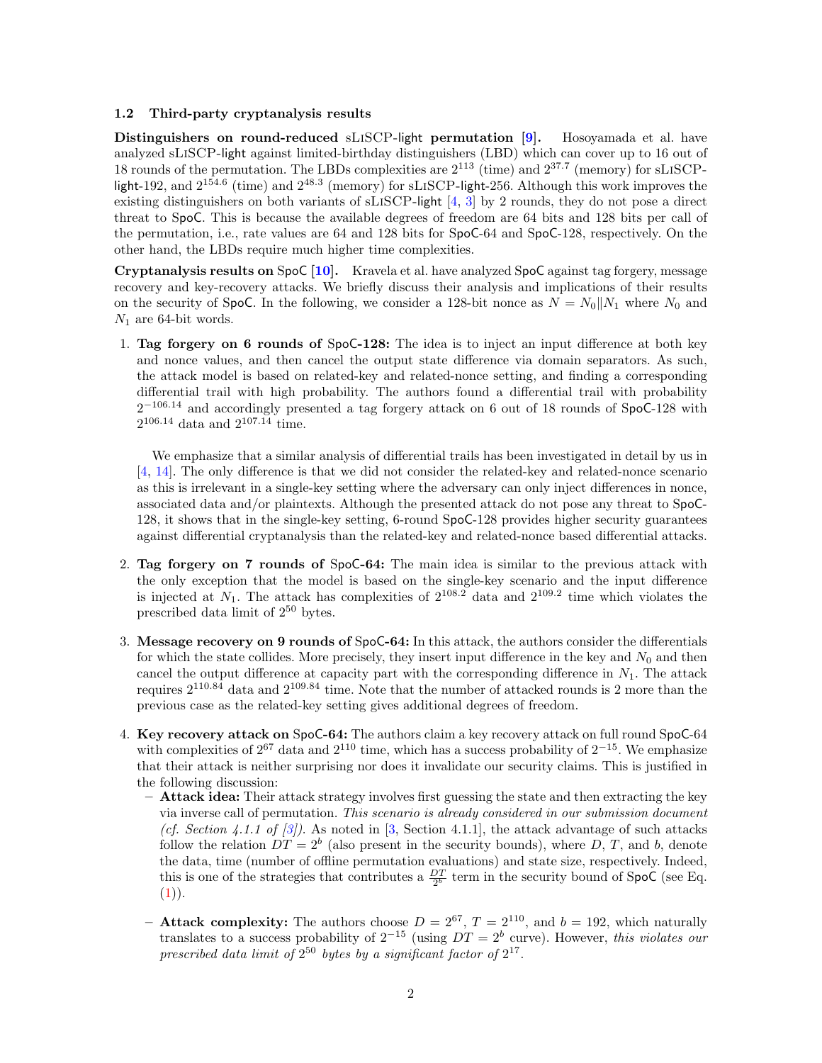### 1.2 Third-party cryptanalysis results

**Distinguishers on round-reduced sLiSCP-light permutation [9].** Hosoyamada et al. have analyzed sLiSCP-light against limited-birthday distinguishers (LBD) which can cover up to 16 out of 18 rounds of the permutation. The LBDs complexities are $2^{113}$ (time) and $2^{37.7}$ (memory) for sLiSCP-light-192, and $2^{154.6}$ (time) and $2^{48.3}$ (memory) for sLiSCP-light-256. Although this work improves the existing distinguishers on both variants of sLiSCP-light [4, 3] by 2 rounds, they do not pose a direct threat to SpoC. This is because the available degrees of freedom are 64 bits and 128 bits per call of the permutation, i.e., rate values are 64 and 128 bits for SpoC-64 and SpoC-128, respectively. On the other hand, the LBDs require much higher time complexities.

**Cryptanalysis results on SpoC [10].** Kravela et al. have analyzed SpoC against tag forgery, message recovery and key-recovery attacks. We briefly discuss their analysis and implications of their results on the security of SpoC. In the following, we consider a 128-bit nonce as $N = N_0 \| N_1$ where $N_0$ and $N_1$ are 64-bit words.

1. **Tag forgery on 6 rounds of SpoC-128:** The idea is to inject an input difference at both key and nonce values, and then cancel the output state difference via domain separators. As such, the attack model is based on related-key and related-nonce setting, and finding a corresponding differential trail with high probability. The authors found a differential trail with probability $2^{-106.14}$ and accordingly presented a tag forgery attack on 6 out of 18 rounds of SpoC-128 with $2^{106.14}$ data and $2^{107.14}$ time.

   We emphasize that a similar analysis of differential trails has been investigated in detail by us in [4, 14]. The only difference is that we did not consider the related-key and related-nonce scenario as this is irrelevant in a single-key setting where the adversary can only inject differences in nonce, associated data and/or plaintexts. Although the presented attack do not pose any threat to SpoC-128, it shows that in the single-key setting, 6-round SpoC-128 provides higher security guarantees against differential cryptanalysis than the related-key and related-nonce based differential attacks.

2. **Tag forgery on 7 rounds of SpoC-64:** The main idea is similar to the previous attack with the only exception that the model is based on the single-key scenario and the input difference is injected at $N_1$. The attack has complexities of $2^{108.2}$ data and $2^{109.2}$ time which violates the prescribed data limit of $2^{50}$ bytes.

3. **Message recovery on 9 rounds of SpoC-64:** In this attack, the authors consider the differentials for which the state collides. More precisely, they insert input difference in the key and $N_0$ and then cancel the output difference at capacity part with the corresponding difference in $N_1$. The attack requires $2^{110.84}$ data and $2^{109.84}$ time. Note that the number of attacked rounds is 2 more than the previous case as the related-key setting gives additional degrees of freedom.

4. **Key recovery attack on SpoC-64:** The authors claim a key recovery attack on full round SpoC-64 with complexities of $2^{67}$ data and $2^{110}$ time, which has a success probability of $2^{-15}$. We emphasize that their attack is neither surprising nor does it invalidate our security claims. This is justified in the following discussion:
   - **Attack idea:** Their attack strategy involves first guessing the state and then extracting the key via inverse call of permutation. *This scenario is already considered in our submission document (cf. Section 4.1.1 of [3]).* As noted in [3, Section 4.1.1], the attack advantage of such attacks follow the relation $DT = 2^b$ (also present in the security bounds), where $D$, $T$, and $b$, denote the data, time (number of offline permutation evaluations) and state size, respectively. Indeed, this is one of the strategies that contributes a $\frac{DT}{2^b}$ term in the security bound of SpoC (see Eq. (1)).
   - **Attack complexity:** The authors choose $D = 2^{67}$, $T = 2^{110}$, and $b = 192$, which naturally translates to a success probability of $2^{-15}$ (using $DT = 2^b$ curve). However, *this violates our prescribed data limit of $2^{50}$ bytes by a significant factor of $2^{17}$.*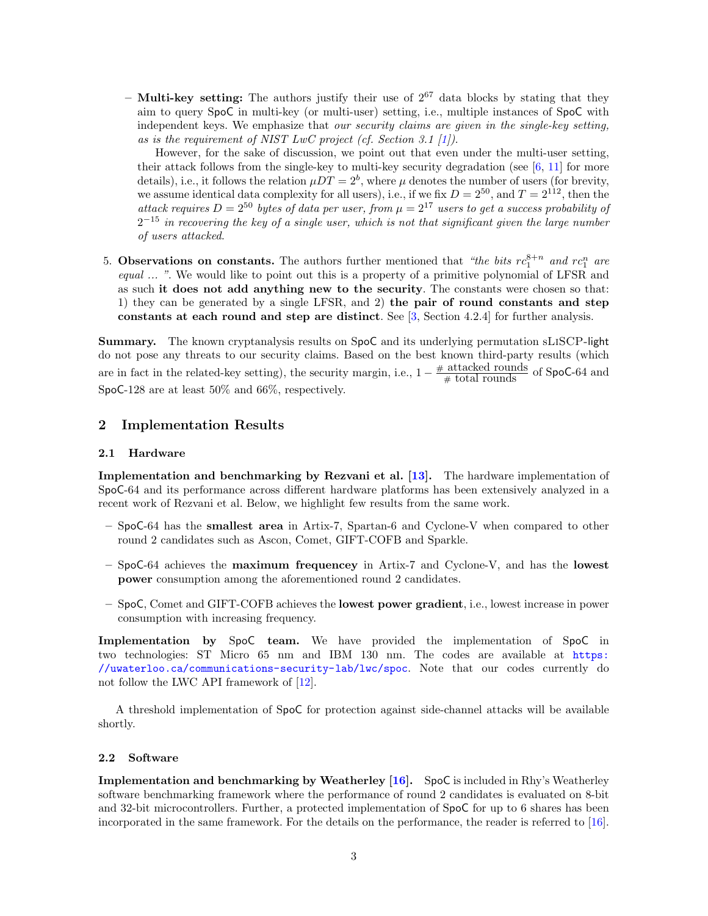- **Multi-key setting:** The authors justify their use of $2^{67}$ data blocks by stating that they aim to query SpoC in multi-key (or multi-user) setting, i.e., multiple instances of SpoC with independent keys. We emphasize that *our security claims are given in the single-key setting, as is the requirement of NIST LwC project (cf. Section 3.1 [1])*.

  However, for the sake of discussion, we point out that even under the multi-user setting, their attack follows from the single-key to multi-key security degradation (see [6, 11] for more details), i.e., it follows the relation $\mu DT = 2^b$, where $\mu$ denotes the number of users (for brevity, we assume identical data complexity for all users), i.e., if we fix $D = 2^{50}$, and $T = 2^{112}$, then the *attack requires $D = 2^{50}$ bytes of data per user, from $\mu = 2^{17}$ users to get a success probability of $2^{-15}$ in recovering the key of a single user, which is not that significant given the large number of users attacked*.

5. **Observations on constants.** The authors further mentioned that *"the bits $rc_1^{8+n}$ and $rc_1^n$ are equal ... "*. We would like to point out this is a property of a primitive polynomial of LFSR and as such **it does not add anything new to the security**. The constants were chosen so that: 1) they can be generated by a single LFSR, and 2) **the pair of round constants and step constants at each round and step are distinct**. See [3, Section 4.2.4] for further analysis.

**Summary.** The known cryptanalysis results on SpoC and its underlying permutation sLiSCP-light do not pose any threats to our security claims. Based on the best known third-party results (which are in fact in the related-key setting), the security margin, i.e., $1 - \frac{\text{\# attacked rounds}}{\text{\# total rounds}}$ of SpoC-64 and SpoC-128 are at least 50% and 66%, respectively.

## 2 Implementation Results

### 2.1 Hardware

**Implementation and benchmarking by Rezvani et al. [13].** The hardware implementation of SpoC-64 and its performance across different hardware platforms has been extensively analyzed in a recent work of Rezvani et al. Below, we highlight few results from the same work.

- SpoC-64 has the **smallest area** in Artix-7, Spartan-6 and Cyclone-V when compared to other round 2 candidates such as Ascon, Comet, GIFT-COFB and Sparkle.
- SpoC-64 achieves the **maximum frequencey** in Artix-7 and Cyclone-V, and has the **lowest power** consumption among the aforementioned round 2 candidates.
- SpoC, Comet and GIFT-COFB achieves the **lowest power gradient**, i.e., lowest increase in power consumption with increasing frequency.

**Implementation by SpoC team.** We have provided the implementation of SpoC in two technologies: ST Micro 65 nm and IBM 130 nm. The codes are available at https://uwaterloo.ca/communications-security-lab/lwc/spoc. Note that our codes currently do not follow the LWC API framework of [12].

A threshold implementation of SpoC for protection against side-channel attacks will be available shortly.

### 2.2 Software

**Implementation and benchmarking by Weatherley [16].** SpoC is included in Rhy's Weatherley software benchmarking framework where the performance of round 2 candidates is evaluated on 8-bit and 32-bit microcontrollers. Further, a protected implementation of SpoC for up to 6 shares has been incorporated in the same framework. For the details on the performance, the reader is referred to [16].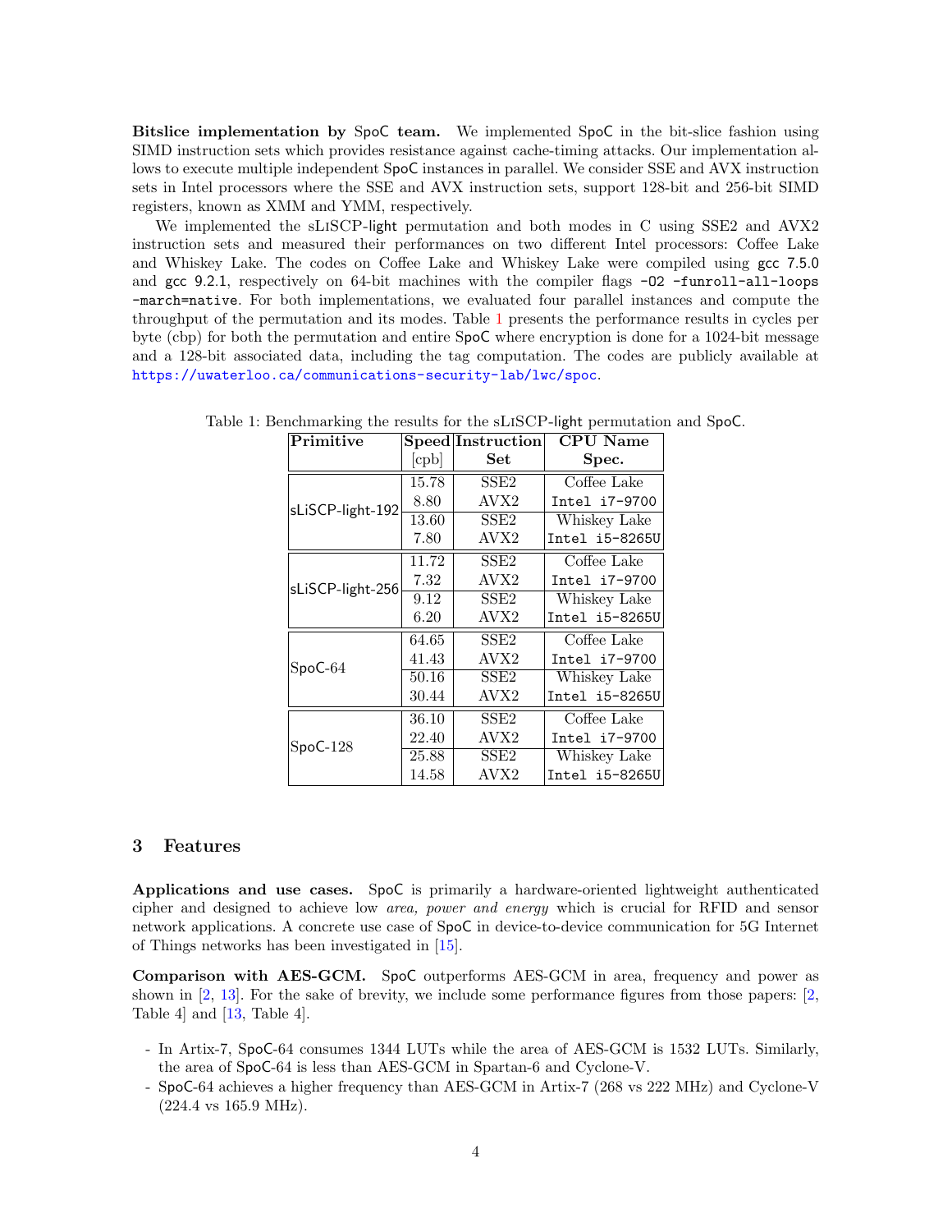**Bitslice implementation by SpoC team.** We implemented SpoC in the bit-slice fashion using SIMD instruction sets which provides resistance against cache-timing attacks. Our implementation allows to execute multiple independent SpoC instances in parallel. We consider SSE and AVX instruction sets in Intel processors where the SSE and AVX instruction sets, support 128-bit and 256-bit SIMD registers, known as XMM and YMM, respectively.

We implemented the sLiSCP-light permutation and both modes in C using SSE2 and AVX2 instruction sets and measured their performances on two different Intel processors: Coffee Lake and Whiskey Lake. The codes on Coffee Lake and Whiskey Lake were compiled using gcc 7.5.0 and gcc 9.2.1, respectively on 64-bit machines with the compiler flags `-O2 -funroll-all-loops -march=native`. For both implementations, we evaluated four parallel instances and compute the throughput of the permutation and its modes. Table 1 presents the performance results in cycles per byte (cbp) for both the permutation and entire SpoC where encryption is done for a 1024-bit message and a 128-bit associated data, including the tag computation. The codes are publicly available at https://uwaterloo.ca/communications-security-lab/lwc/spoc.

Table 1: Benchmarking the results for the sLiSCP-light permutation and SpoC.

| Primitive | Speed [cpb] | Instruction Set | CPU Name Spec. |
|---|---|---|---|
| sLiSCP-light-192 | 15.78 | SSE2 | Coffee Lake |
| | 8.80 | AVX2 | Intel i7-9700 |
| | 13.60 | SSE2 | Whiskey Lake |
| | 7.80 | AVX2 | Intel i5-8265U |
| sLiSCP-light-256 | 11.72 | SSE2 | Coffee Lake |
| | 7.32 | AVX2 | Intel i7-9700 |
| | 9.12 | SSE2 | Whiskey Lake |
| | 6.20 | AVX2 | Intel i5-8265U |
| SpoC-64 | 64.65 | SSE2 | Coffee Lake |
| | 41.43 | AVX2 | Intel i7-9700 |
| | 50.16 | SSE2 | Whiskey Lake |
| | 30.44 | AVX2 | Intel i5-8265U |
| SpoC-128 | 36.10 | SSE2 | Coffee Lake |
| | 22.40 | AVX2 | Intel i7-9700 |
| | 25.88 | SSE2 | Whiskey Lake |
| | 14.58 | AVX2 | Intel i5-8265U |

## 3 Features

**Applications and use cases.** SpoC is primarily a hardware-oriented lightweight authenticated cipher and designed to achieve low *area, power and energy* which is crucial for RFID and sensor network applications. A concrete use case of SpoC in device-to-device communication for 5G Internet of Things networks has been investigated in [15].

**Comparison with AES-GCM.** SpoC outperforms AES-GCM in area, frequency and power as shown in [2, 13]. For the sake of brevity, we include some performance figures from those papers: [2, Table 4] and [13, Table 4].

- In Artix-7, SpoC-64 consumes 1344 LUTs while the area of AES-GCM is 1532 LUTs. Similarly, the area of SpoC-64 is less than AES-GCM in Spartan-6 and Cyclone-V.
- SpoC-64 achieves a higher frequency than AES-GCM in Artix-7 (268 vs 222 MHz) and Cyclone-V (224.4 vs 165.9 MHz).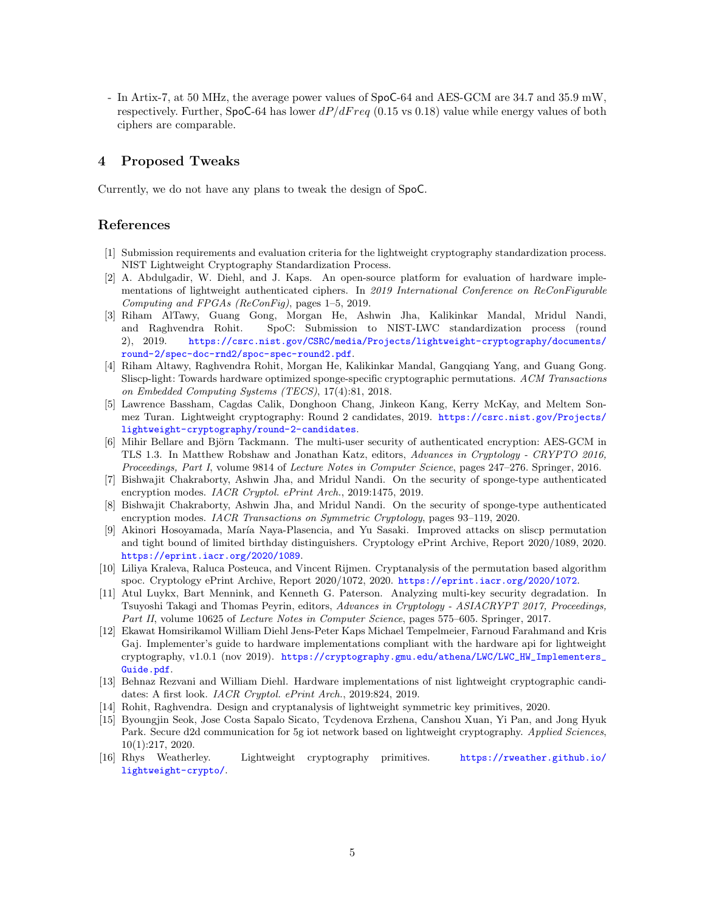- In Artix-7, at 50 MHz, the average power values of SpoC-64 and AES-GCM are 34.7 and 35.9 mW, respectively. Further, SpoC-64 has lower $dP/dFreq$ (0.15 vs 0.18) value while energy values of both ciphers are comparable.

## 4 Proposed Tweaks

Currently, we do not have any plans to tweak the design of SpoC.

## References

[1] Submission requirements and evaluation criteria for the lightweight cryptography standardization process. NIST Lightweight Cryptography Standardization Process.

[2] A. Abdulgadir, W. Diehl, and J. Kaps. An open-source platform for evaluation of hardware implementations of lightweight authenticated ciphers. In *2019 International Conference on ReConFigurable Computing and FPGAs (ReConFig)*, pages 1–5, 2019.

[3] Riham AlTawy, Guang Gong, Morgan He, Ashwin Jha, Kalikinkar Mandal, Mridul Nandi, and Raghvendra Rohit. SpoC: Submission to NIST-LWC standardization process (round 2), 2019. https://csrc.nist.gov/CSRC/media/Projects/lightweight-cryptography/documents/round-2/spec-doc-rnd2/spoc-spec-round2.pdf.

[4] Riham Altawy, Raghvendra Rohit, Morgan He, Kalikinkar Mandal, Gangqiang Yang, and Guang Gong. Sliscp-light: Towards hardware optimized sponge-specific cryptographic permutations. *ACM Transactions on Embedded Computing Systems (TECS)*, 17(4):81, 2018.

[5] Lawrence Bassham, Cagdas Calik, Donghoon Chang, Jinkeon Kang, Kerry McKay, and Meltem Sonmez Turan. Lightweight cryptography: Round 2 candidates, 2019. https://csrc.nist.gov/Projects/lightweight-cryptography/round-2-candidates.

[6] Mihir Bellare and Björn Tackmann. The multi-user security of authenticated encryption: AES-GCM in TLS 1.3. In Matthew Robshaw and Jonathan Katz, editors, *Advances in Cryptology - CRYPTO 2016, Proceedings, Part I*, volume 9814 of *Lecture Notes in Computer Science*, pages 247–276. Springer, 2016.

[7] Bishwajit Chakraborty, Ashwin Jha, and Mridul Nandi. On the security of sponge-type authenticated encryption modes. *IACR Cryptol. ePrint Arch.*, 2019:1475, 2019.

[8] Bishwajit Chakraborty, Ashwin Jha, and Mridul Nandi. On the security of sponge-type authenticated encryption modes. *IACR Transactions on Symmetric Cryptology*, pages 93–119, 2020.

[9] Akinori Hosoyamada, María Naya-Plasencia, and Yu Sasaki. Improved attacks on sliscp permutation and tight bound of limited birthday distinguishers. Cryptology ePrint Archive, Report 2020/1089, 2020. https://eprint.iacr.org/2020/1089.

[10] Liliya Kraleva, Raluca Posteuca, and Vincent Rijmen. Cryptanalysis of the permutation based algorithm spoc. Cryptology ePrint Archive, Report 2020/1072, 2020. https://eprint.iacr.org/2020/1072.

[11] Atul Luykx, Bart Mennink, and Kenneth G. Paterson. Analyzing multi-key security degradation. In Tsuyoshi Takagi and Thomas Peyrin, editors, *Advances in Cryptology - ASIACRYPT 2017, Proceedings, Part II*, volume 10625 of *Lecture Notes in Computer Science*, pages 575–605. Springer, 2017.

[12] Ekawat Homsirikamol William Diehl Jens-Peter Kaps Michael Tempelmeier, Farnoud Farahmand and Kris Gaj. Implementer's guide to hardware implementations compliant with the hardware api for lightweight cryptography, v1.0.1 (nov 2019). https://cryptography.gmu.edu/athena/LWC/LWC_HW_Implementers_Guide.pdf.

[13] Behnaz Rezvani and William Diehl. Hardware implementations of nist lightweight cryptographic candidates: A first look. *IACR Cryptol. ePrint Arch.*, 2019:824, 2019.

[14] Rohit, Raghvendra. Design and cryptanalysis of lightweight symmetric key primitives, 2020.

[15] Byoungjin Seok, Jose Costa Sapalo Sicato, Tcydenova Erzhena, Canshou Xuan, Yi Pan, and Jong Hyuk Park. Secure d2d communication for 5g iot network based on lightweight cryptography. *Applied Sciences*, 10(1):217, 2020.

[16] Rhys Weatherley. Lightweight cryptography primitives. https://rweather.github.io/lightweight-crypto/.